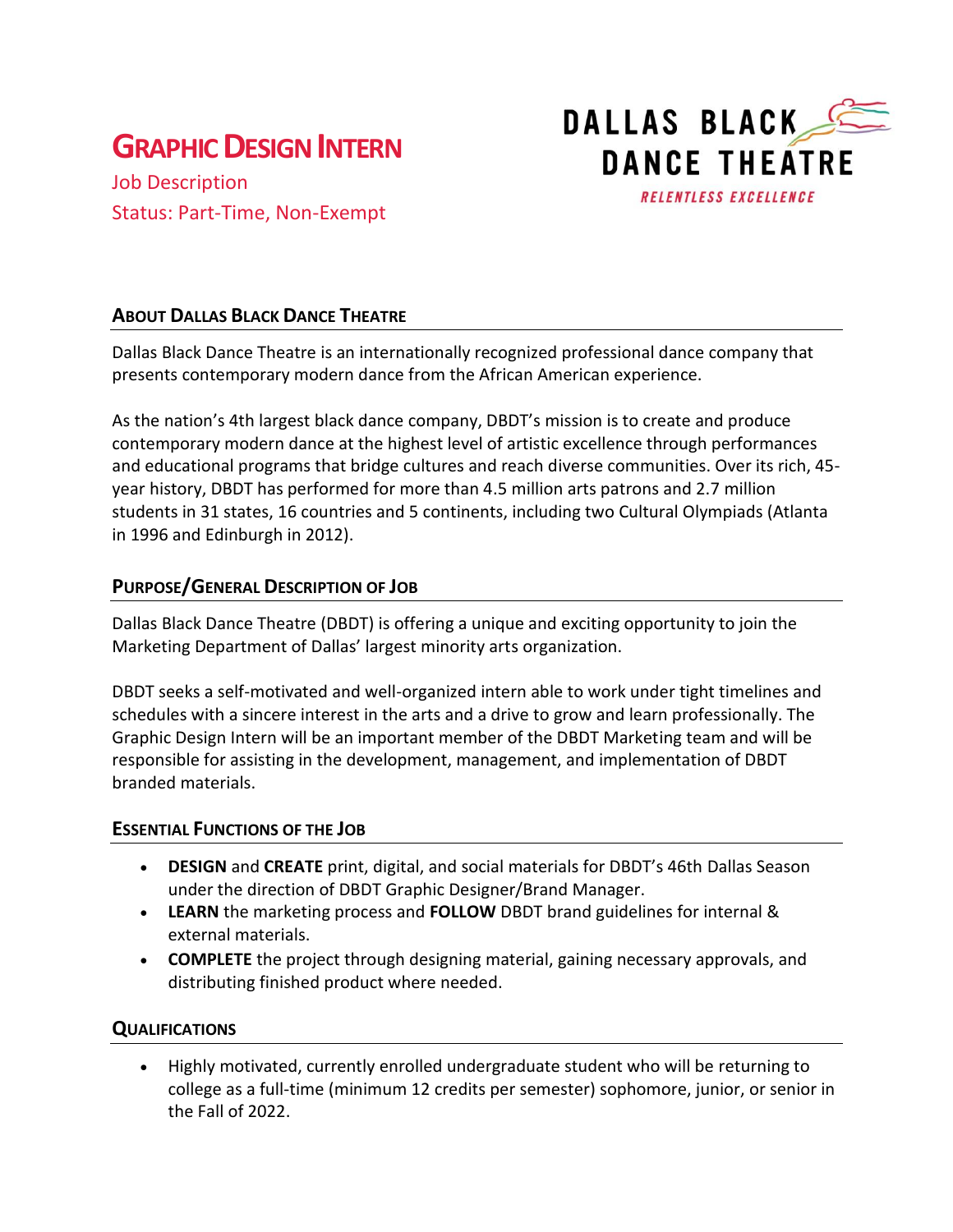# GRAPHIC DESIGN INTERN

Job Description

Status: Part-Time, Non-Exempt

DALLAS BLACK DANCE THEATRE

RELENTLESS EXCELLENCE

## ABOUT DALLAS BLACK DANCE THEATRE

Dallas Black Dance Theatre is an internationally recognized professional dance company that presents contemporary modern dance from the African American experience.

As the nation's 4th largest black dance company, DBDT's mission is to create and produce contemporary modern dance at the highest level of artistic excellence through performances and educational programs that bridge cultures and reach diverse communities. Over its rich, 45-year history, DBDT has performed for more than 4.5 million arts patrons and 2.7 million students in 31 states, 16 countries and 5 continents, including two Cultural Olympiads (Atlanta in 1996 and Edinburgh in 2012).

## PURPOSE/GENERAL DESCRIPTION OF JOB

Dallas Black Dance Theatre (DBDT) is offering a unique and exciting opportunity to join the Marketing Department of Dallas' largest minority arts organization.

DBDT seeks a self-motivated and well-organized intern able to work under tight timelines and schedules with a sincere interest in the arts and a drive to grow and learn professionally. The Graphic Design Intern will be an important member of the DBDT Marketing team and will be responsible for assisting in the development, management, and implementation of DBDT branded materials.

## ESSENTIAL FUNCTIONS OF THE JOB

- **DESIGN** and **CREATE** print, digital, and social materials for DBDT's 46th Dallas Season under the direction of DBDT Graphic Designer/Brand Manager.
- **LEARN** the marketing process and **FOLLOW** DBDT brand guidelines for internal & external materials.
- **COMPLETE** the project through designing material, gaining necessary approvals, and distributing finished product where needed.

## QUALIFICATIONS

- Highly motivated, currently enrolled undergraduate student who will be returning to college as a full-time (minimum 12 credits per semester) sophomore, junior, or senior in the Fall of 2022.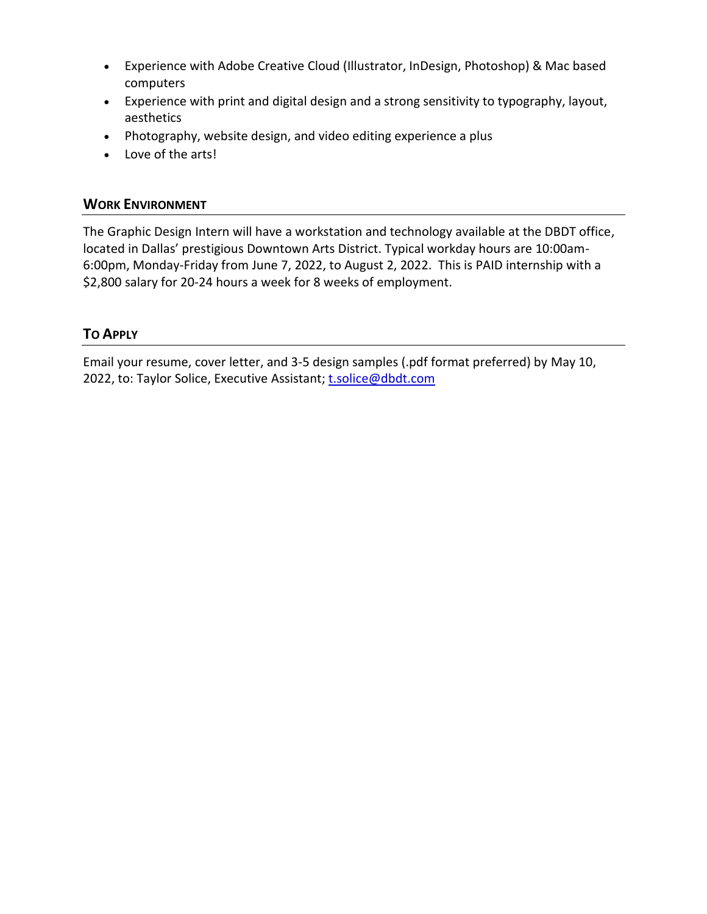- Experience with Adobe Creative Cloud (Illustrator, InDesign, Photoshop) & Mac based computers
- Experience with print and digital design and a strong sensitivity to typography, layout, aesthetics
- Photography, website design, and video editing experience a plus
- Love of the arts!

## WORK ENVIRONMENT

The Graphic Design Intern will have a workstation and technology available at the DBDT office, located in Dallas' prestigious Downtown Arts District. Typical workday hours are 10:00am-6:00pm, Monday-Friday from June 7, 2022, to August 2, 2022. This is PAID internship with a $2,800 salary for 20-24 hours a week for 8 weeks of employment.

## TO APPLY

Email your resume, cover letter, and 3-5 design samples (.pdf format preferred) by May 10, 2022, to: Taylor Solice, Executive Assistant; t.solice@dbdt.com